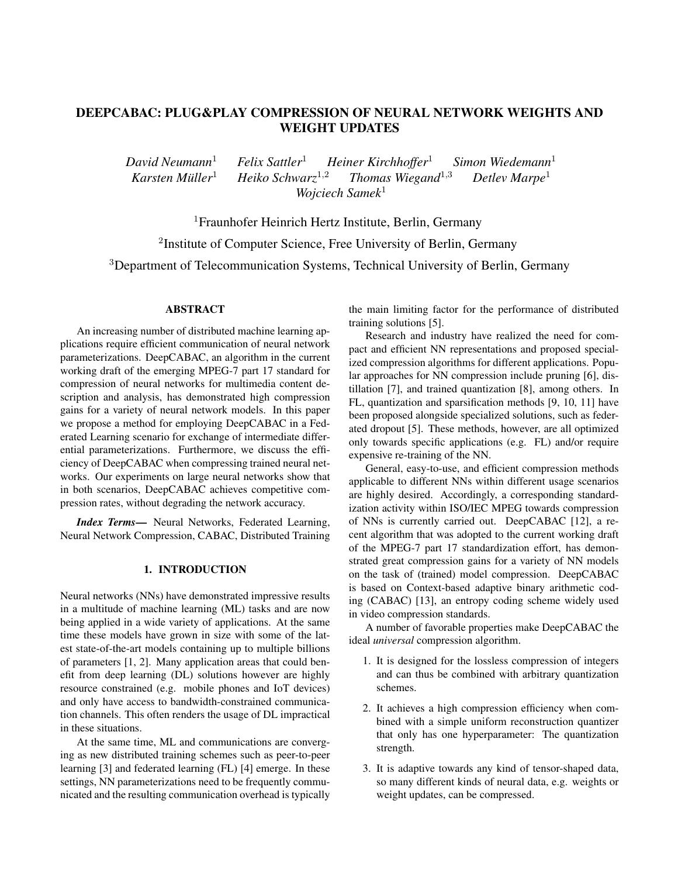# DEEPCABAC: PLUG&PLAY COMPRESSION OF NEURAL NETWORK WEIGHTS AND WEIGHT UPDATES

*David Neumann*[1] *Felix Sattler*[1] *Heiner Kirchhoffer*[1] *Simon Wiedemann*[1]
*Karsten Müller*[1] *Heiko Schwarz*[1,2] *Thomas Wiegand*[1,3] *Detlev Marpe*[1]
*Wojciech Samek*[1]

[1]Fraunhofer Heinrich Hertz Institute, Berlin, Germany

[2]Institute of Computer Science, Free University of Berlin, Germany

[3]Department of Telecommunication Systems, Technical University of Berlin, Germany

## ABSTRACT

An increasing number of distributed machine learning applications require efficient communication of neural network parameterizations. DeepCABAC, an algorithm in the current working draft of the emerging MPEG-7 part 17 standard for compression of neural networks for multimedia content description and analysis, has demonstrated high compression gains for a variety of neural network models. In this paper we propose a method for employing DeepCABAC in a Federated Learning scenario for exchange of intermediate differential parameterizations. Furthermore, we discuss the efficiency of DeepCABAC when compressing trained neural networks. Our experiments on large neural networks show that in both scenarios, DeepCABAC achieves competitive compression rates, without degrading the network accuracy.

***Index Terms***— Neural Networks, Federated Learning, Neural Network Compression, CABAC, Distributed Training

## 1. INTRODUCTION

Neural networks (NNs) have demonstrated impressive results in a multitude of machine learning (ML) tasks and are now being applied in a wide variety of applications. At the same time these models have grown in size with some of the latest state-of-the-art models containing up to multiple billions of parameters [1, 2]. Many application areas that could benefit from deep learning (DL) solutions however are highly resource constrained (e.g. mobile phones and IoT devices) and only have access to bandwidth-constrained communication channels. This often renders the usage of DL impractical in these situations.

At the same time, ML and communications are converging as new distributed training schemes such as peer-to-peer learning [3] and federated learning (FL) [4] emerge. In these settings, NN parameterizations need to be frequently communicated and the resulting communication overhead is typically the main limiting factor for the performance of distributed training solutions [5].

Research and industry have realized the need for compact and efficient NN representations and proposed specialized compression algorithms for different applications. Popular approaches for NN compression include pruning [6], distillation [7], and trained quantization [8], among others. In FL, quantization and sparsification methods [9, 10, 11] have been proposed alongside specialized solutions, such as federated dropout [5]. These methods, however, are all optimized only towards specific applications (e.g. FL) and/or require expensive re-training of the NN.

General, easy-to-use, and efficient compression methods applicable to different NNs within different usage scenarios are highly desired. Accordingly, a corresponding standardization activity within ISO/IEC MPEG towards compression of NNs is currently carried out. DeepCABAC [12], a recent algorithm that was adopted to the current working draft of the MPEG-7 part 17 standardization effort, has demonstrated great compression gains for a variety of NN models on the task of (trained) model compression. DeepCABAC is based on Context-based adaptive binary arithmetic coding (CABAC) [13], an entropy coding scheme widely used in video compression standards.

A number of favorable properties make DeepCABAC the ideal *universal* compression algorithm.

1. It is designed for the lossless compression of integers and can thus be combined with arbitrary quantization schemes.
2. It achieves a high compression efficiency when combined with a simple uniform reconstruction quantizer that only has one hyperparameter: The quantization strength.
3. It is adaptive towards any kind of tensor-shaped data, so many different kinds of neural data, e.g. weights or weight updates, can be compressed.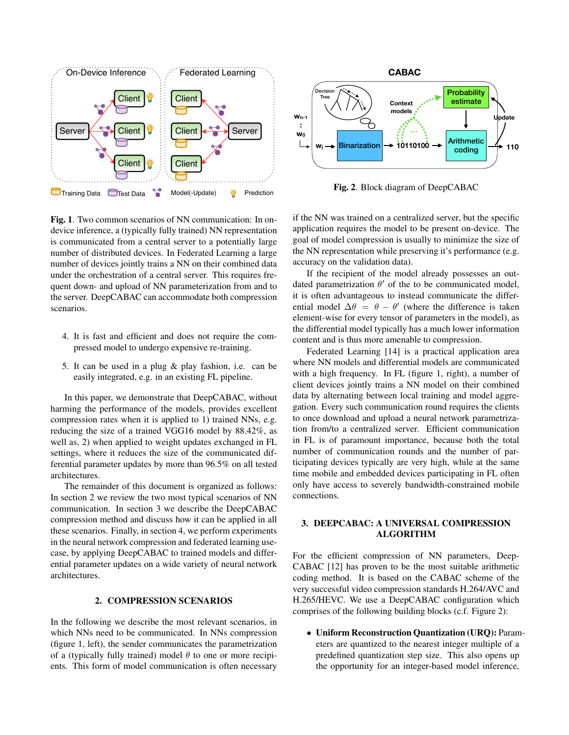Fig. 1. Two common scenarios of NN communication: In on-device inference, a (typically fully trained) NN representation is communicated from a central server to a potentially large number of distributed devices. In Federated Learning a large number of devices jointly trains a NN on their combined data under the orchestration of a central server. This requires frequent down- and upload of NN parameterization from and to the server. DeepCABAC can accommodate both compression scenarios.

Fig. 2. Block diagram of DeepCABAC

4. It is fast and efficient and does not require the compressed model to undergo expensive re-training.

5. It can be used in a plug & play fashion, i.e. can be easily integrated, e.g. in an existing FL pipeline.

In this paper, we demonstrate that DeepCABAC, without harming the performance of the models, provides excellent compression rates when it is applied to 1) trained NNs, e.g. reducing the size of a trained VGG16 model by 88.42%, as well as, 2) when applied to weight updates exchanged in FL settings, where it reduces the size of the communicated differential parameter updates by more than 96.5% on all tested architectures.

The remainder of this document is organized as follows: In section 2 we review the two most typical scenarios of NN communication. In section 3 we describe the DeepCABAC compression method and discuss how it can be applied in all these scenarios. Finally, in section 4, we perform experiments in the neural network compression and federated learning use-case, by applying DeepCABAC to trained models and differential parameter updates on a wide variety of neural network architectures.

## 2. COMPRESSION SCENARIOS

In the following we describe the most relevant scenarios, in which NNs need to be communicated. In NNs compression (figure 1, left), the sender communicates the parametrization of a (typically fully trained) model $\theta$ to one or more recipients. This form of model communication is often necessary if the NN was trained on a centralized server, but the specific application requires the model to be present on-device. The goal of model compression is usually to minimize the size of the NN representation while preserving it's performance (e.g. accuracy on the validation data).

If the recipient of the model already possesses an outdated parametrization $\theta'$ of the to be communicated model, it is often advantageous to instead communicate the differential model $\Delta\theta = \theta - \theta'$ (where the difference is taken element-wise for every tensor of parameters in the model), as the differential model typically has a much lower information content and is thus more amenable to compression.

Federated Learning [14] is a practical application area where NN models and differential models are communicated with a high frequency. In FL (figure 1, right), a number of client devices jointly trains a NN model on their combined data by alternating between local training and model aggregation. Every such communication round requires the clients to once download and upload a neural network parametrization from/to a centralized server. Efficient communication in FL is of paramount importance, because both the total number of communication rounds and the number of participating devices typically are very high, while at the same time mobile and embedded devices participating in FL often only have access to severely bandwidth-constrained mobile connections.

## 3. DEEPCABAC: A UNIVERSAL COMPRESSION ALGORITHM

For the efficient compression of NN parameters, DeepCABAC [12] has proven to be the most suitable arithmetic coding method. It is based on the CABAC scheme of the very successful video compression standards H.264/AVC and H.265/HEVC. We use a DeepCABAC configuration which comprises of the following building blocks (c.f. Figure 2):

- **Uniform Reconstruction Quantization (URQ):** Parameters are quantized to the nearest integer multiple of a predefined quantization step size. This also opens up the opportunity for an integer-based model inference,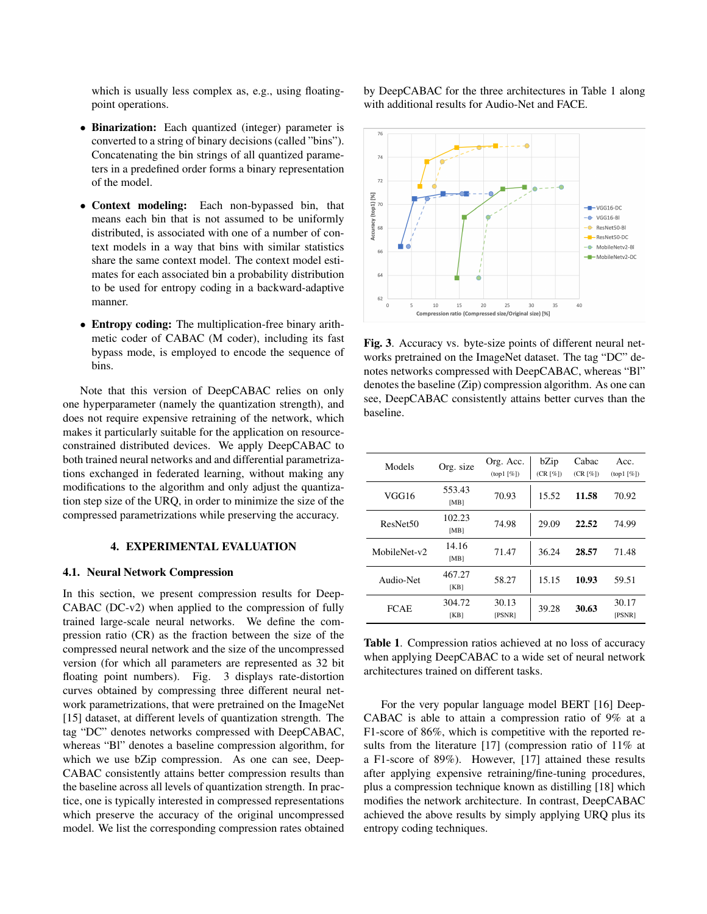which is usually less complex as, e.g., using floating-point operations.

- **Binarization:** Each quantized (integer) parameter is converted to a string of binary decisions (called "bins"). Concatenating the bin strings of all quantized parameters in a predefined order forms a binary representation of the model.

- **Context modeling:** Each non-bypassed bin, that means each bin that is not assumed to be uniformly distributed, is associated with one of a number of context models in a way that bins with similar statistics share the same context model. The context model estimates for each associated bin a probability distribution to be used for entropy coding in a backward-adaptive manner.

- **Entropy coding:** The multiplication-free binary arithmetic coder of CABAC (M coder), including its fast bypass mode, is employed to encode the sequence of bins.

Note that this version of DeepCABAC relies on only one hyperparameter (namely the quantization strength), and does not require expensive retraining of the network, which makes it particularly suitable for the application on resource-constrained distributed devices. We apply DeepCABAC to both trained neural networks and and differential parametrizations exchanged in federated learning, without making any modifications to the algorithm and only adjust the quantization step size of the URQ, in order to minimize the size of the compressed parametrizations while preserving the accuracy.

## 4. EXPERIMENTAL EVALUATION

### 4.1. Neural Network Compression

In this section, we present compression results for DeepCABAC (DC-v2) when applied to the compression of fully trained large-scale neural networks. We define the compression ratio (CR) as the fraction between the size of the compressed neural network and the size of the uncompressed version (for which all parameters are represented as 32 bit floating point numbers). Fig. 3 displays rate-distortion curves obtained by compressing three different neural network parametrizations, that were pretrained on the ImageNet [15] dataset, at different levels of quantization strength. The tag "DC" denotes networks compressed with DeepCABAC, whereas "Bl" denotes a baseline compression algorithm, for which we use bZip compression. As one can see, DeepCABAC consistently attains better compression results than the baseline across all levels of quantization strength. In practice, one is typically interested in compressed representations which preserve the accuracy of the original uncompressed model. We list the corresponding compression rates obtained by DeepCABAC for the three architectures in Table 1 along with additional results for Audio-Net and FACE.

**Fig. 3**. Accuracy vs. byte-size points of different neural networks pretrained on the ImageNet dataset. The tag "DC" denotes networks compressed with DeepCABAC, whereas "Bl" denotes the baseline (Zip) compression algorithm. As one can see, DeepCABAC consistently attains better curves than the baseline.

| Models | Org. size | Org. Acc. (top1 [%]) | bZip (CR [%]) | Cabac (CR [%]) | Acc. (top1 [%]) |
|---|---|---|---|---|---|
| VGG16 | 553.43 [MB] | 70.93 | 15.52 | **11.58** | 70.92 |
| ResNet50 | 102.23 [MB] | 74.98 | 29.09 | **22.52** | 74.99 |
| MobileNet-v2 | 14.16 [MB] | 71.47 | 36.24 | **28.57** | 71.48 |
| Audio-Net | 467.27 [KB] | 58.27 | 15.15 | **10.93** | 59.51 |
| FCAE | 304.72 [KB] | 30.13 [PSNR] | 39.28 | **30.63** | 30.17 [PSNR] |

**Table 1**. Compression ratios achieved at no loss of accuracy when applying DeepCABAC to a wide set of neural network architectures trained on different tasks.

For the very popular language model BERT [16] DeepCABAC is able to attain a compression ratio of 9% at a F1-score of 86%, which is competitive with the reported results from the literature [17] (compression ratio of 11% at a F1-score of 89%). However, [17] attained these results after applying expensive retraining/fine-tuning procedures, plus a compression technique known as distilling [18] which modifies the network architecture. In contrast, DeepCABAC achieved the above results by simply applying URQ plus its entropy coding techniques.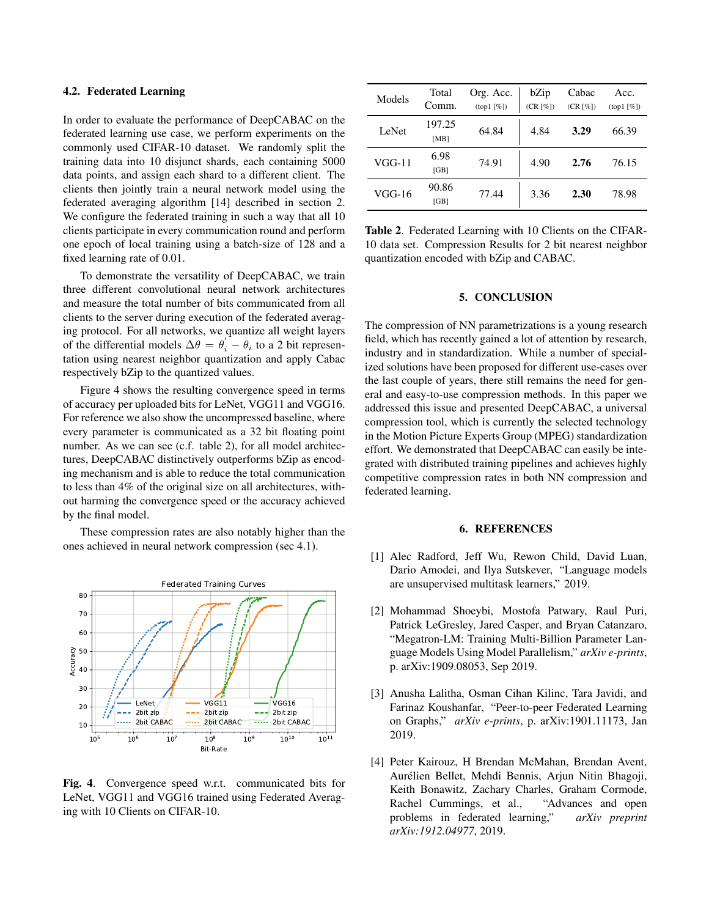### 4.2. Federated Learning

In order to evaluate the performance of DeepCABAC on the federated learning use case, we perform experiments on the commonly used CIFAR-10 dataset. We randomly split the training data into 10 disjunct shards, each containing 5000 data points, and assign each shard to a different client. The clients then jointly train a neural network model using the federated averaging algorithm [14] described in section 2. We configure the federated training in such a way that all 10 clients participate in every communication round and perform one epoch of local training using a batch-size of 128 and a fixed learning rate of 0.01.

To demonstrate the versatility of DeepCABAC, we train three different convolutional neural network architectures and measure the total number of bits communicated from all clients to the server during execution of the federated averaging protocol. For all networks, we quantize all weight layers of the differential models $\Delta\theta = \theta_i^{'} - \theta_i$ to a 2 bit representation using nearest neighbor quantization and apply Cabac respectively bZip to the quantized values.

Figure 4 shows the resulting convergence speed in terms of accuracy per uploaded bits for LeNet, VGG11 and VGG16. For reference we also show the uncompressed baseline, where every parameter is communicated as a 32 bit floating point number. As we can see (c.f. table 2), for all model architectures, DeepCABAC distinctively outperforms bZip as encoding mechanism and is able to reduce the total communication to less than 4% of the original size on all architectures, without harming the convergence speed or the accuracy achieved by the final model.

These compression rates are also notably higher than the ones achieved in neural network compression (sec 4.1).

**Fig. 4**. Convergence speed w.r.t. communicated bits for LeNet, VGG11 and VGG16 trained using Federated Averaging with 10 Clients on CIFAR-10.

| Models | Total Comm. | Org. Acc. (top1 [%]) | bZip (CR [%]) | Cabac (CR [%]) | Acc. (top1 [%]) |
|---|---|---|---|---|---|
| LeNet | 197.25 [MB] | 64.84 | 4.84 | **3.29** | 66.39 |
| VGG-11 | 6.98 [GB] | 74.91 | 4.90 | **2.76** | 76.15 |
| VGG-16 | 90.86 [GB] | 77.44 | 3.36 | **2.30** | 78.98 |

**Table 2**. Federated Learning with 10 Clients on the CIFAR-10 data set. Compression Results for 2 bit nearest neighbor quantization encoded with bZip and CABAC.

## 5. CONCLUSION

The compression of NN parametrizations is a young research field, which has recently gained a lot of attention by research, industry and in standardization. While a number of specialized solutions have been proposed for different use-cases over the last couple of years, there still remains the need for general and easy-to-use compression methods. In this paper we addressed this issue and presented DeepCABAC, a universal compression tool, which is currently the selected technology in the Motion Picture Experts Group (MPEG) standardization effort. We demonstrated that DeepCABAC can easily be integrated with distributed training pipelines and achieves highly competitive compression rates in both NN compression and federated learning.

## 6. REFERENCES

[1] Alec Radford, Jeff Wu, Rewon Child, David Luan, Dario Amodei, and Ilya Sutskever, "Language models are unsupervised multitask learners," 2019.

[2] Mohammad Shoeybi, Mostofa Patwary, Raul Puri, Patrick LeGresley, Jared Casper, and Bryan Catanzaro, "Megatron-LM: Training Multi-Billion Parameter Language Models Using Model Parallelism," *arXiv e-prints*, p. arXiv:1909.08053, Sep 2019.

[3] Anusha Lalitha, Osman Cihan Kilinc, Tara Javidi, and Farinaz Koushanfar, "Peer-to-peer Federated Learning on Graphs," *arXiv e-prints*, p. arXiv:1901.11173, Jan 2019.

[4] Peter Kairouz, H Brendan McMahan, Brendan Avent, Aurélien Bellet, Mehdi Bennis, Arjun Nitin Bhagoji, Keith Bonawitz, Zachary Charles, Graham Cormode, Rachel Cummings, et al., "Advances and open problems in federated learning," *arXiv preprint arXiv:1912.04977*, 2019.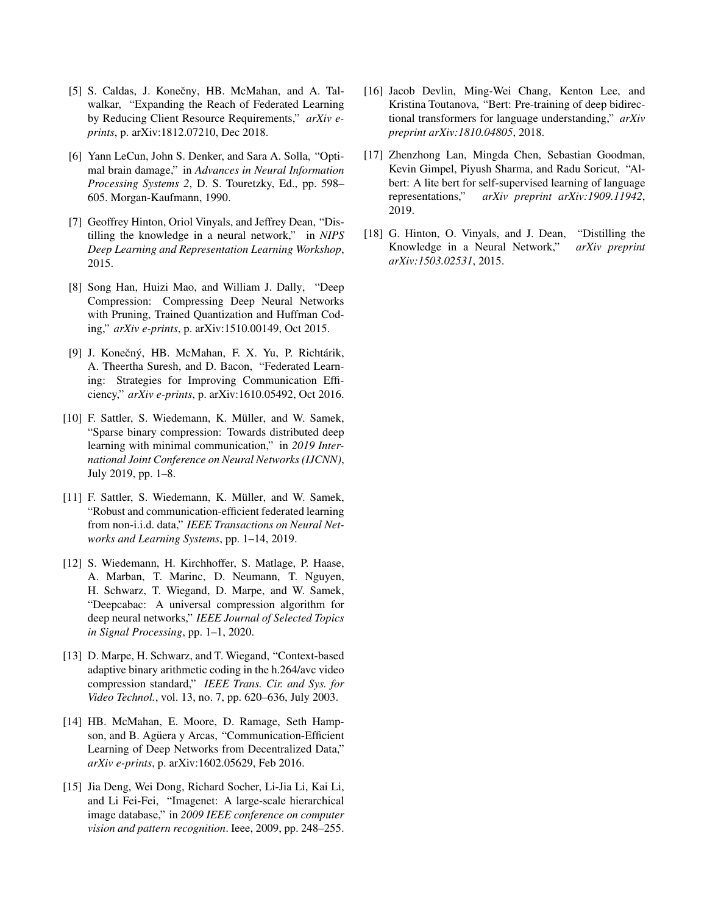[5] S. Caldas, J. Konečny, HB. McMahan, and A. Talwalkar, "Expanding the Reach of Federated Learning by Reducing Client Resource Requirements," *arXiv e-prints*, p. arXiv:1812.07210, Dec 2018.

[6] Yann LeCun, John S. Denker, and Sara A. Solla, "Optimal brain damage," in *Advances in Neural Information Processing Systems 2*, D. S. Touretzky, Ed., pp. 598–605. Morgan-Kaufmann, 1990.

[7] Geoffrey Hinton, Oriol Vinyals, and Jeffrey Dean, "Distilling the knowledge in a neural network," in *NIPS Deep Learning and Representation Learning Workshop*, 2015.

[8] Song Han, Huizi Mao, and William J. Dally, "Deep Compression: Compressing Deep Neural Networks with Pruning, Trained Quantization and Huffman Coding," *arXiv e-prints*, p. arXiv:1510.00149, Oct 2015.

[9] J. Konečný, HB. McMahan, F. X. Yu, P. Richtárik, A. Theertha Suresh, and D. Bacon, "Federated Learning: Strategies for Improving Communication Efficiency," *arXiv e-prints*, p. arXiv:1610.05492, Oct 2016.

[10] F. Sattler, S. Wiedemann, K. Müller, and W. Samek, "Sparse binary compression: Towards distributed deep learning with minimal communication," in *2019 International Joint Conference on Neural Networks (IJCNN)*, July 2019, pp. 1–8.

[11] F. Sattler, S. Wiedemann, K. Müller, and W. Samek, "Robust and communication-efficient federated learning from non-i.i.d. data," *IEEE Transactions on Neural Networks and Learning Systems*, pp. 1–14, 2019.

[12] S. Wiedemann, H. Kirchhoffer, S. Matlage, P. Haase, A. Marban, T. Marinc, D. Neumann, T. Nguyen, H. Schwarz, T. Wiegand, D. Marpe, and W. Samek, "Deepcabac: A universal compression algorithm for deep neural networks," *IEEE Journal of Selected Topics in Signal Processing*, pp. 1–1, 2020.

[13] D. Marpe, H. Schwarz, and T. Wiegand, "Context-based adaptive binary arithmetic coding in the h.264/avc video compression standard," *IEEE Trans. Cir. and Sys. for Video Technol.*, vol. 13, no. 7, pp. 620–636, July 2003.

[14] HB. McMahan, E. Moore, D. Ramage, Seth Hampson, and B. Agüera y Arcas, "Communication-Efficient Learning of Deep Networks from Decentralized Data," *arXiv e-prints*, p. arXiv:1602.05629, Feb 2016.

[15] Jia Deng, Wei Dong, Richard Socher, Li-Jia Li, Kai Li, and Li Fei-Fei, "Imagenet: A large-scale hierarchical image database," in *2009 IEEE conference on computer vision and pattern recognition*. Ieee, 2009, pp. 248–255.

[16] Jacob Devlin, Ming-Wei Chang, Kenton Lee, and Kristina Toutanova, "Bert: Pre-training of deep bidirectional transformers for language understanding," *arXiv preprint arXiv:1810.04805*, 2018.

[17] Zhenzhong Lan, Mingda Chen, Sebastian Goodman, Kevin Gimpel, Piyush Sharma, and Radu Soricut, "Albert: A lite bert for self-supervised learning of language representations," *arXiv preprint arXiv:1909.11942*, 2019.

[18] G. Hinton, O. Vinyals, and J. Dean, "Distilling the Knowledge in a Neural Network," *arXiv preprint arXiv:1503.02531*, 2015.